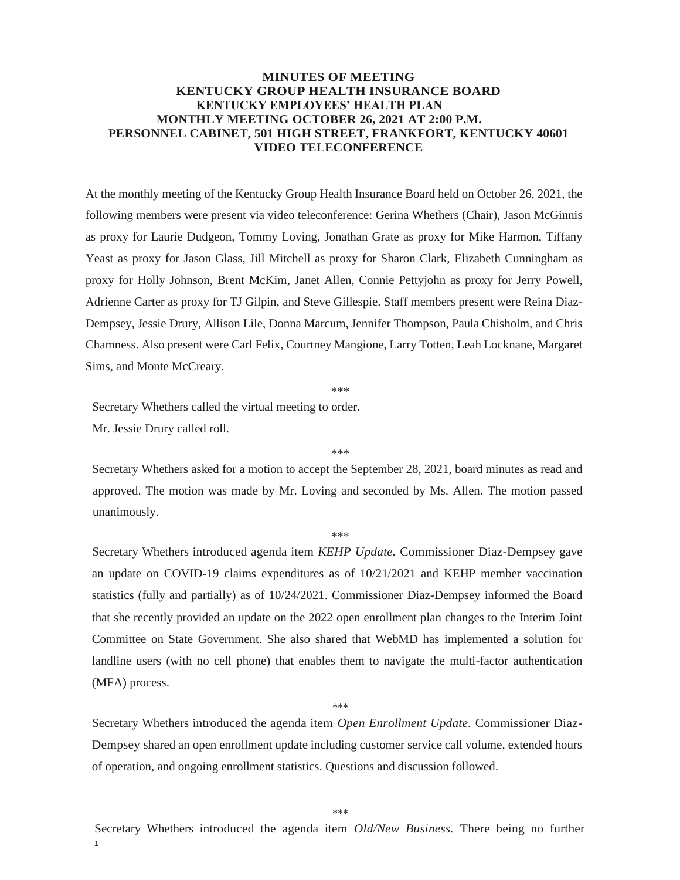# MINUTES OF MEETING
## KENTUCKY GROUP HEALTH INSURANCE BOARD
## KENTUCKY EMPLOYEES' HEALTH PLAN
## MONTHLY MEETING OCTOBER 26, 2021 AT 2:00 P.M.
## PERSONNEL CABINET, 501 HIGH STREET, FRANKFORT, KENTUCKY 40601
## VIDEO TELECONFERENCE

At the monthly meeting of the Kentucky Group Health Insurance Board held on October 26, 2021, the following members were present via video teleconference: Gerina Whethers (Chair), Jason McGinnis as proxy for Laurie Dudgeon, Tommy Loving, Jonathan Grate as proxy for Mike Harmon, Tiffany Yeast as proxy for Jason Glass, Jill Mitchell as proxy for Sharon Clark, Elizabeth Cunningham as proxy for Holly Johnson, Brent McKim, Janet Allen, Connie Pettyjohn as proxy for Jerry Powell, Adrienne Carter as proxy for TJ Gilpin, and Steve Gillespie. Staff members present were Reina Diaz-Dempsey, Jessie Drury, Allison Lile, Donna Marcum, Jennifer Thompson, Paula Chisholm, and Chris Chamness. Also present were Carl Felix, Courtney Mangione, Larry Totten, Leah Locknane, Margaret Sims, and Monte McCreary.

\*\*\*

Secretary Whethers called the virtual meeting to order.

Mr. Jessie Drury called roll.

\*\*\*

Secretary Whethers asked for a motion to accept the September 28, 2021, board minutes as read and approved. The motion was made by Mr. Loving and seconded by Ms. Allen. The motion passed unanimously.

\*\*\*

Secretary Whethers introduced agenda item *KEHP Update.* Commissioner Diaz-Dempsey gave an update on COVID-19 claims expenditures as of 10/21/2021 and KEHP member vaccination statistics (fully and partially) as of 10/24/2021. Commissioner Diaz-Dempsey informed the Board that she recently provided an update on the 2022 open enrollment plan changes to the Interim Joint Committee on State Government. She also shared that WebMD has implemented a solution for landline users (with no cell phone) that enables them to navigate the multi-factor authentication (MFA) process.

\*\*\*

Secretary Whethers introduced the agenda item *Open Enrollment Update*. Commissioner Diaz-Dempsey shared an open enrollment update including customer service call volume, extended hours of operation, and ongoing enrollment statistics. Questions and discussion followed.

\*\*\*

Secretary Whethers introduced the agenda item *Old/New Business.* There being no further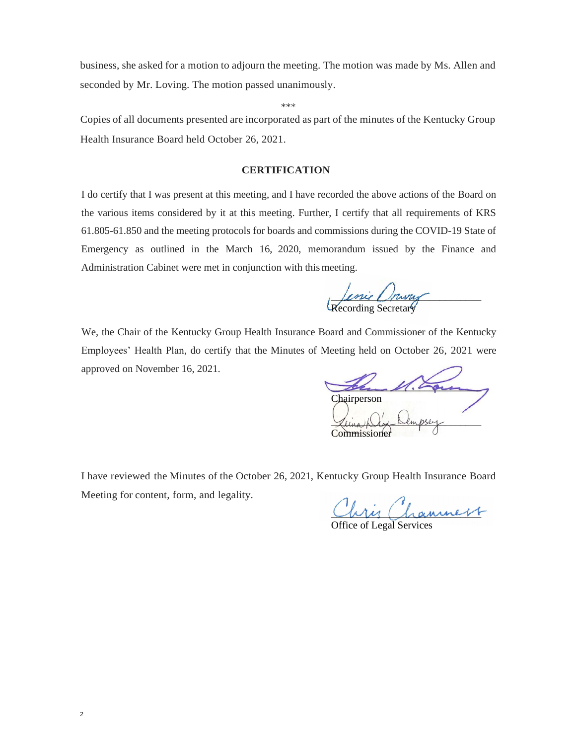business, she asked for a motion to adjourn the meeting. The motion was made by Ms. Allen and seconded by Mr. Loving. The motion passed unanimously.

***

Copies of all documents presented are incorporated as part of the minutes of the Kentucky Group Health Insurance Board held October 26, 2021.

## CERTIFICATION

I do certify that I was present at this meeting, and I have recorded the above actions of the Board on the various items considered by it at this meeting. Further, I certify that all requirements of KRS 61.805-61.850 and the meeting protocols for boards and commissions during the COVID-19 State of Emergency as outlined in the March 16, 2020, memorandum issued by the Finance and Administration Cabinet were met in conjunction with this meeting.

Recording Secretary

We, the Chair of the Kentucky Group Health Insurance Board and Commissioner of the Kentucky Employees' Health Plan, do certify that the Minutes of Meeting held on October 26, 2021 were approved on November 16, 2021.

Chairperson

Commissioner

I have reviewed the Minutes of the October 26, 2021, Kentucky Group Health Insurance Board Meeting for content, form, and legality.

Office of Legal Services